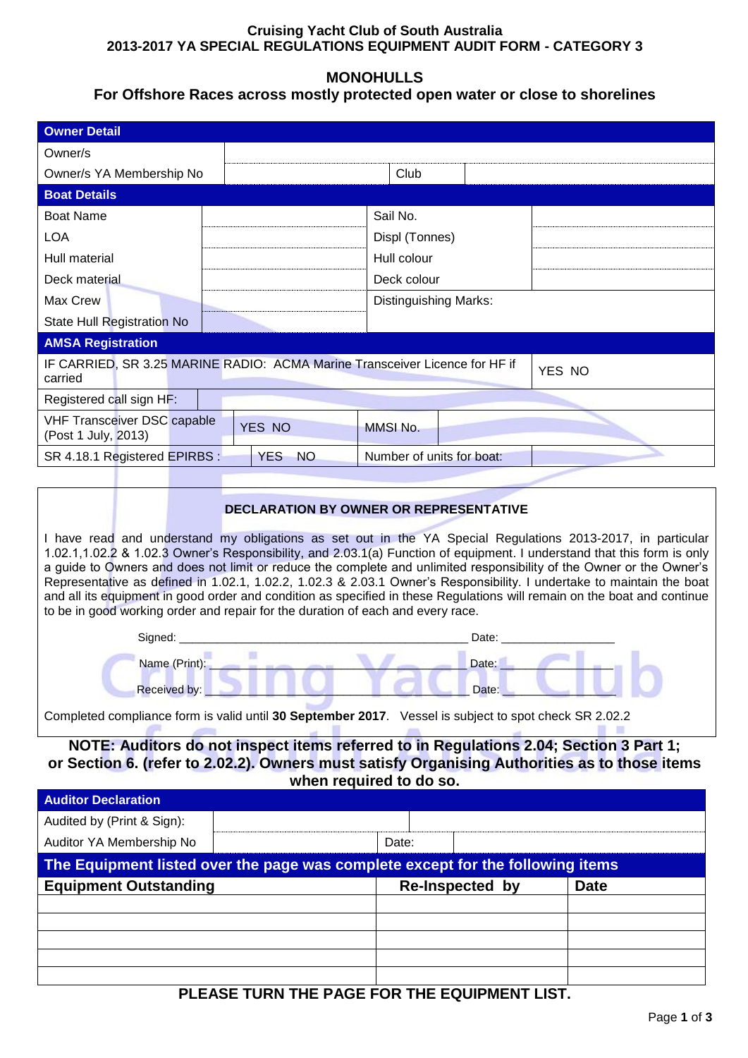# Cruising Yacht Club of South Australia
## 2013-2017 YA SPECIAL REGULATIONS EQUIPMENT AUDIT FORM - CATEGORY 3

## MONOHULLS
### For Offshore Races across mostly protected open water or close to shorelines

| **Owner Detail** | | | |
|---|---|---|---|
| Owner/s | | | |
| Owner/s YA Membership No | | Club | |

| **Boat Details** | | | |
|---|---|---|---|
| Boat Name | | Sail No. | |
| LOA | | Displ (Tonnes) | |
| Hull material | | Hull colour | |
| Deck material | | Deck colour | |
| Max Crew | | Distinguishing Marks: | |
| State Hull Registration No | | | |

| **AMSA Registration** | | | |
|---|---|---|---|
| IF CARRIED, SR 3.25 MARINE RADIO: ACMA Marine Transceiver Licence for HF if carried | | | YES NO |
| Registered call sign HF: | | | |
| VHF Transceiver DSC capable (Post 1 July, 2013) | YES NO | MMSI No. | |
| SR 4.18.1 Registered EPIRBS : | YES NO | Number of units for boat: | |

**DECLARATION BY OWNER OR REPRESENTATIVE**

I have read and understand my obligations as set out in the YA Special Regulations 2013-2017, in particular 1.02.1,1.02.2 & 1.02.3 Owner's Responsibility, and 2.03.1(a) Function of equipment. I understand that this form is only a guide to Owners and does not limit or reduce the complete and unlimited responsibility of the Owner or the Owner's Representative as defined in 1.02.1, 1.02.2, 1.02.3 & 2.03.1 Owner's Responsibility. I undertake to maintain the boat and all its equipment in good order and condition as specified in these Regulations will remain on the boat and continue to be in good working order and repair for the duration of each and every race.

Signed: ____________________________________________ Date: _________________

Name (Print): ______________________________________ Date: _________________

Received by: _______________________________________ Date: _________________

Completed compliance form is valid until **30 September 2017**. Vessel is subject to spot check SR 2.02.2

**NOTE: Auditors do not inspect items referred to in Regulations 2.04; Section 3 Part 1; or Section 6. (refer to 2.02.2). Owners must satisfy Organising Authorities as to those items when required to do so.**

| **Auditor Declaration** | | | |
|---|---|---|---|
| Audited by (Print & Sign): | | | |
| Auditor YA Membership No | | Date: | |

**The Equipment listed over the page was complete except for the following items**

| Equipment Outstanding | Re-Inspected by | Date |
|---|---|---|
| | | |
| | | |
| | | |
| | | |
| | | |

**PLEASE TURN THE PAGE FOR THE EQUIPMENT LIST.**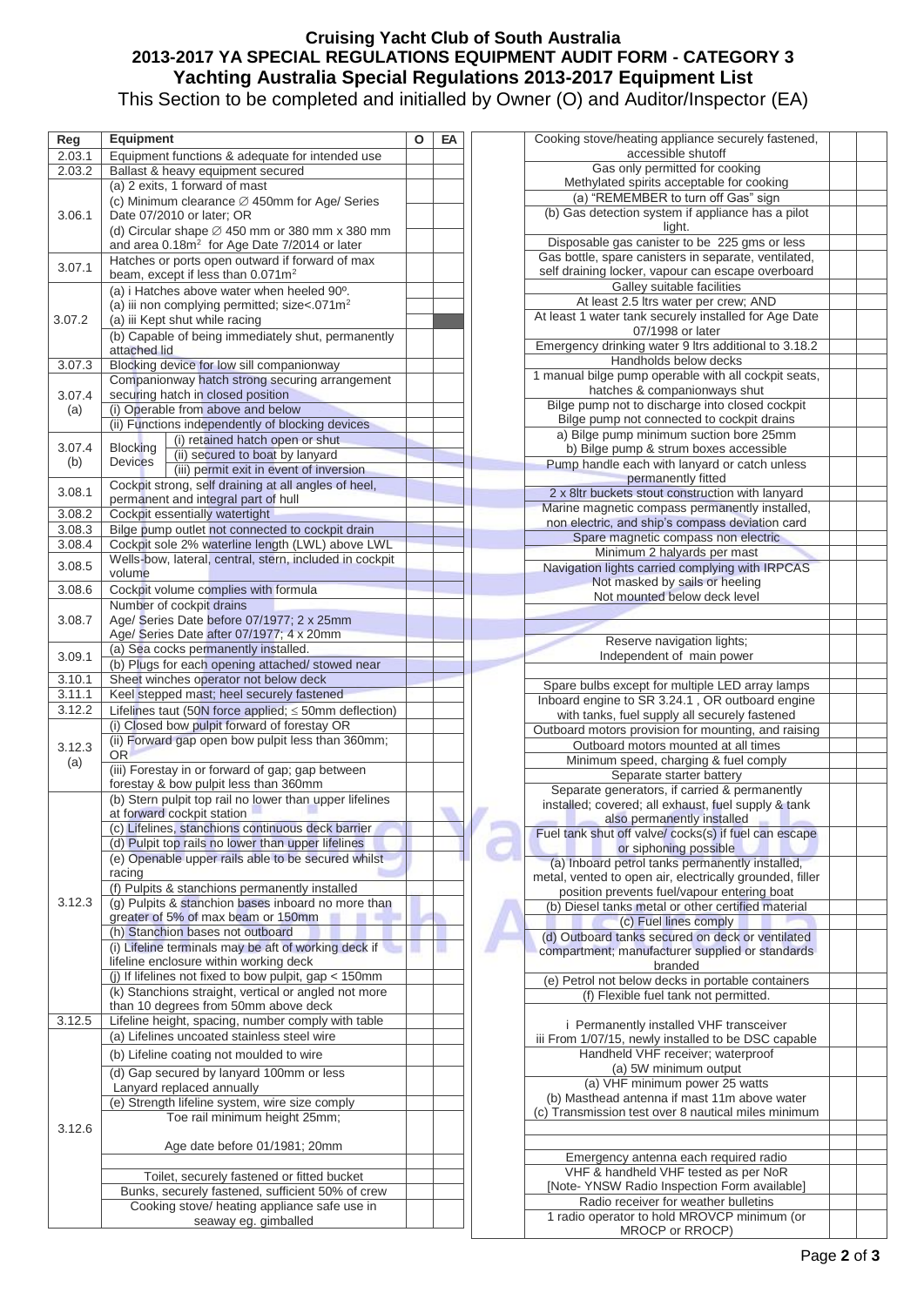# Cruising Yacht Club of South Australia
## 2013-2017 YA SPECIAL REGULATIONS EQUIPMENT AUDIT FORM - CATEGORY 3
## Yachting Australia Special Regulations 2013-2017 Equipment List

This Section to be completed and initialled by Owner (O) and Auditor/Inspector (EA)

| Reg | Equipment | | O | EA |
|---|---|---|---|---|
| 2.03.1 | Equipment functions & adequate for intended use | | | |
| 2.03.2 | Ballast & heavy equipment secured | | | |
| 3.06.1 | (a) 2 exits, 1 forward of mast | | | |
| | (c) Minimum clearance ∅ 450mm for Age/ Series Date 07/2010 or later; OR | | | |
| | (d) Circular shape ∅ 450 mm or 380 mm x 380 mm and area 0.18m$^2$ for Age Date 7/2014 or later | | | |
| 3.07.1 | Hatches or ports open outward if forward of max beam, except if less than 0.071m$^2$ | | | |
| 3.07.2 | (a) i Hatches above water when heeled 90º. | | | |
| | (a) iii non complying permitted; size<.071m$^2$ | | | |
| | (a) iii Kept shut while racing | | | |
| | (b) Capable of being immediately shut, permanently attached lid | | | |
| 3.07.3 | Blocking device for low sill companionway | | | |
| 3.07.4 (a) | Companionway hatch strong securing arrangement securing hatch in closed position | | | |
| | (i) Operable from above and below | | | |
| | (ii) Functions independently of blocking devices | | | |
| 3.07.4 (b) | Blocking Devices | (i) retained hatch open or shut | | |
| | | (ii) secured to boat by lanyard | | |
| | | (iii) permit exit in event of inversion | | |
| 3.08.1 | Cockpit strong, self draining at all angles of heel, permanent and integral part of hull | | | |
| 3.08.2 | Cockpit essentially watertight | | | |
| 3.08.3 | Bilge pump outlet not connected to cockpit drain | | | |
| 3.08.4 | Cockpit sole 2% waterline length (LWL) above LWL | | | |
| 3.08.5 | Wells-bow, lateral, central, stern, included in cockpit volume | | | |
| 3.08.6 | Cockpit volume complies with formula | | | |
| 3.08.7 | Number of cockpit drains<br>Age/ Series Date before 07/1977; 2 x 25mm<br>Age/ Series Date after 07/1977; 4 x 20mm | | | |
| 3.09.1 | (a) Sea cocks permanently installed. | | | |
| | (b) Plugs for each opening attached/ stowed near | | | |
| 3.10.1 | Sheet winches operator not below deck | | | |
| 3.11.1 | Keel stepped mast; heel securely fastened | | | |
| 3.12.2 | Lifelines taut (50N force applied; ≤ 50mm deflection) | | | |
| 3.12.3 (a) | (i) Closed bow pulpit forward of forestay OR | | | |
| | (ii) Forward gap open bow pulpit less than 360mm; OR | | | |
| | (iii) Forestay in or forward of gap; gap between forestay & bow pulpit less than 360mm | | | |
| 3.12.3 | (b) Stern pulpit top rail no lower than upper lifelines at forward cockpit station | | | |
| | (c) Lifelines, stanchions continuous deck barrier | | | |
| | (d) Pulpit top rails no lower than upper lifelines | | | |
| | (e) Openable upper rails able to be secured whilst racing | | | |
| | (f) Pulpits & stanchions permanently installed | | | |
| | (g) Pulpits & stanchion bases inboard no more than greater of 5% of max beam or 150mm | | | |
| | (h) Stanchion bases not outboard | | | |
| | (i) Lifeline terminals may be aft of working deck if lifeline enclosure within working deck | | | |
| | (j) If lifelines not fixed to bow pulpit, gap < 150mm | | | |
| | (k) Stanchions straight, vertical or angled not more than 10 degrees from 50mm above deck | | | |
| 3.12.5 | Lifeline height, spacing, number comply with table | | | |
| 3.12.6 | (a) Lifelines uncoated stainless steel wire | | | |
| | (b) Lifeline coating not moulded to wire | | | |
| | (d) Gap secured by lanyard 100mm or less<br>Lanyard replaced annually | | | |
| | (e) Strength lifeline system, wire size comply | | | |
| | Toe rail minimum height 25mm;<br><br>Age date before 01/1981; 20mm | | | |
| | | | | |
| | Toilet, securely fastened or fitted bucket | | | |
| | Bunks, securely fastened, sufficient 50% of crew | | | |
| | Cooking stove/ heating appliance safe use in seaway eg. gimballed | | | |

| Equipment | O | EA |
|---|---|---|
| Cooking stove/heating appliance securely fastened, accessible shutoff | | |
| Gas only permitted for cooking<br>Methylated spirits acceptable for cooking | | |
| (a) "REMEMBER to turn off Gas" sign | | |
| (b) Gas detection system if appliance has a pilot light. | | |
| Disposable gas canister to be 225 gms or less | | |
| Gas bottle, spare canisters in separate, ventilated, self draining locker, vapour can escape overboard | | |
| Galley suitable facilities | | |
| At least 2.5 ltrs water per crew; AND | | |
| At least 1 water tank securely installed for Age Date 07/1998 or later | | |
| Emergency drinking water 9 ltrs additional to 3.18.2 | | |
| Handholds below decks | | |
| 1 manual bilge pump operable with all cockpit seats, hatches & companionways shut | | |
| Bilge pump not to discharge into closed cockpit<br>Bilge pump not connected to cockpit drains | | |
| a) Bilge pump minimum suction bore 25mm<br>b) Bilge pump & strum boxes accessible | | |
| Pump handle each with lanyard or catch unless permanently fitted | | |
| 2 x 8ltr buckets stout construction with lanyard | | |
| Marine magnetic compass permanently installed, non electric, and ship's compass deviation card | | |
| Spare magnetic compass non electric | | |
| Minimum 2 halyards per mast | | |
| Navigation lights carried complying with IRPCAS<br>Not masked by sails or heeling<br>Not mounted below deck level | | |
| | | |
| | | |
| Reserve navigation lights;<br>Independent of main power | | |
| | | |
| Spare bulbs except for multiple LED array lamps | | |
| Inboard engine to SR 3.24.1 , OR outboard engine with tanks, fuel supply all securely fastened | | |
| Outboard motors provision for mounting, and raising | | |
| Outboard motors mounted at all times | | |
| Minimum speed, charging & fuel comply | | |
| Separate starter battery | | |
| Separate generators, if carried & permanently installed; covered; all exhaust, fuel supply & tank also permanently installed | | |
| Fuel tank shut off valve/ cocks(s) if fuel can escape or siphoning possible | | |
| (a) Inboard petrol tanks permanently installed, metal, vented to open air, electrically grounded, filler position prevents fuel/vapour entering boat | | |
| (b) Diesel tanks metal or other certified material | | |
| (c) Fuel lines comply | | |
| (d) Outboard tanks secured on deck or ventilated compartment; manufacturer supplied or standards branded | | |
| (e) Petrol not below decks in portable containers | | |
| (f) Flexible fuel tank not permitted. | | |
| i Permanently installed VHF transceiver<br>iii From 1/07/15, newly installed to be DSC capable | | |
| Handheld VHF receiver; waterproof<br>(a) 5W minimum output | | |
| (a) VHF minimum power 25 watts<br>(b) Masthead antenna if mast 11m above water<br>(c) Transmission test over 8 nautical miles minimum | | |
| | | |
| | | |
| Emergency antenna each required radio | | |
| VHF & handheld VHF tested as per NoR<br>[Note- YNSW Radio Inspection Form available] | | |
| Radio receiver for weather bulletins | | |
| 1 radio operator to hold MROVCP minimum (or MROCP or RROCP) | | |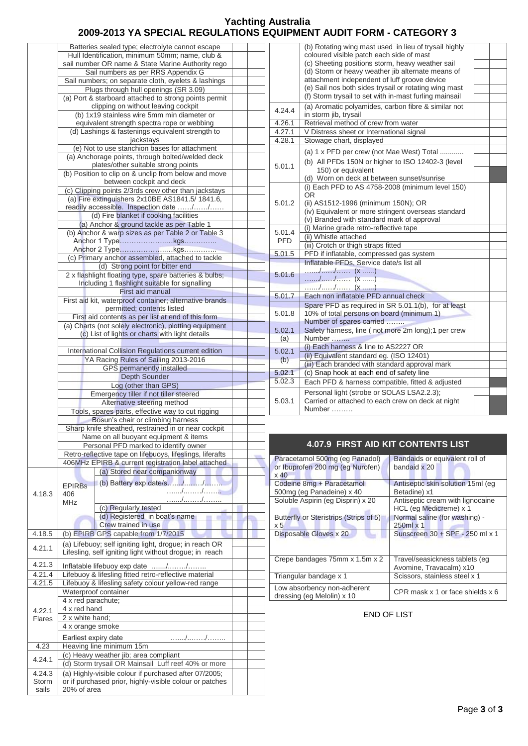# Yachting Australia
## 2009-2013 YA SPECIAL REGULATIONS EQUIPMENT AUDIT FORM - CATEGORY 3

| | | | |
|---|---|---|---|
| | Batteries sealed type; electrolyte cannot escape | | |
| | Hull Identification, minimum 50mm; name, club & sail number OR name & State Marine Authority rego | | |
| | Sail numbers as per RRS Appendix G | | |
| | Sail numbers; on separate cloth, eyelets & lashings | | |
| | Plugs through hull openings (SR 3.09) | | |
| | (a) Port & starboard attached to strong points permit clipping on without leaving cockpit | | |
| | (b) 1x19 stainless wire 5mm min diameter or equivalent strength spectra rope or webbing | | |
| | (d) Lashings & fastenings equivalent strength to jackstays | | |
| | (e) Not to use stanchion bases for attachment | | |
| | (a) Anchorage points, through bolted/welded deck plates/other suitable strong points | | |
| | (b) Position to clip on & unclip from below and move between cockpit and deck | | |
| | (c) Clipping points 2/3rds crew other than jackstays | | |
| | (a) Fire extinguishers 2x10BE AS1841.5/ 1841.6, readily accessible. Inspection date ……/……/…… | | |
| | (d) Fire blanket if cooking facilities | | |
| | (a) Anchor & ground tackle as per Table 1 | | |
| | (b) Anchor & warp sizes as per Table 2 or Table 3 Anchor 1 Type……………….…kgs………….. Anchor 2 Type……………….…kgs………….. | | |
| | (c) Primary anchor assembled, attached to tackle | | |
| | (d) Strong point for bitter end | | |
| | 2 x flashlight floating type, spare batteries & bulbs; Including 1 flashlight suitable for signalling | | |
| | First aid manual | | |
| | First aid kit, waterproof container; alternative brands permitted; contents listed | | |
| | First aid contents as per list at end of this form | | |
| | (a) Charts (not solely electronic), plotting equipment | | |
| | (c) List of lights or charts with light details | | |
| | International Collision Regulations current edition | | |
| | YA Racing Rules of Sailing 2013-2016 | | |
| | GPS permanently installed | | |
| | Depth Sounder | | |
| | Log (other than GPS) | | |
| | Emergency tiller if not tiller steered | | |
| | Alternative steering method | | |
| | Tools, spares parts, effective way to cut rigging | | |
| | Bosun's chair or climbing harness | | |
| | Sharp knife sheathed, restrained in or near cockpit | | |
| | Name on all buoyant equipment & items | | |
| | Personal PFD marked to identify owner | | |
| | Retro-reflective tape on lifebuoys, lifeslings, liferafts | | |
| | 406MHz EPIRB & current registration label attached | | |
| 4.18.3 | EPIRBs 406 MHz (a) Stored near companionway | | |
| | (b) Battery exp date/s……/……/…….. ……/……/…….. ……/……/…….. | | |
| | (c) Regularly tested | | |
| | (d) Registered in boat's name | | |
| | Crew trained in use | | |
| 4.18.5 | (b) EPIRB GPS capable from 1/7/2015 | | |
| 4.21.1 | (a) Lifebuoy; self igniting light, drogue; in reach OR Lifesling, self igniting light without drogue; in reach | | |
| 4.21.3 | Inflatable lifebuoy exp date ……/……/…….. | | |
| 4.21.4 | Lifebuoy & lifesling fitted retro-reflective material | | |
| 4.21.5 | Lifebuoy & lifesling safety colour yellow-red range | | |
| 4.22.1 Flares | Waterproof container | | |
| | 4 x red parachute; | | |
| | 4 x red hand | | |
| | 2 x white hand; | | |
| | 4 x orange smoke | | |
| | Earliest expiry date ……/……/…….. | | |
| 4.23 | Heaving line minimum 15m | | |
| 4.24.1 | (c) Heavy weather jib; area compliant | | |
| | (d) Storm trysail OR Mainsail Luff reef 40% or more | | |
| 4.24.3 Storm sails | (a) Highly-visible colour if purchased after 07/2005; or if purchased prior, highly-visible colour or patches 20% of area | | |
| | (b) Rotating wing mast used in lieu of trysail highly coloured visible patch each side of mast | | |
| | (c) Sheeting positions storm, heavy weather sail | | |
| | (d) Storm or heavy weather jib alternate means of attachment independent of luff groove device | | |
| | (e) Sail nos both sides trysail or rotating wing mast | | |
| | (f) Storm trysail to set with in-mast furling mainsail | | |
| 4.24.4 | (a) Aromatic polyamides, carbon fibre & similar not in storm jib, trysail | | |
| 4.26.1 | Retrieval method of crew from water | | |
| 4.27.1 | V Distress sheet or International signal | | |
| 4.28.1 | Stowage chart, displayed | | |
| 5.01.1 | (a) 1 x PFD per crew (not Mae West) Total ………… | | |
| | (b) All PFDs 150N or higher to ISO 12402-3 (level 150) or equivalent | | |
| | (d) Worn on deck at between sunset/sunrise | | |
| 5.01.2 | (i) Each PFD to AS 4758-2008 (minimum level 150) OR (ii) AS1512-1996 (minimum 150N); OR (iv) Equivalent or more stringent overseas standard (v) Branded with standard mark of approval | | |
| 5.01.4 PFD | (i) Marine grade retro-reflective tape | | |
| | (ii) Whistle attached | | |
| | (iii) Crotch or thigh straps fitted | | |
| 5.01.5 | PFD if inflatable, compressed gas system | | |
| 5.01.6 | Inflatable PFDs, Service date/s list all ……/……/…… (x ……) ……/……/…… (x ……) ……/……/…… (x ……) | | |
| 5.01.7 | Each non inflatable PFD annual check | | |
| 5.01.8 | Spare PFD as required in SR 5.01.1(b), for at least 10% of total persons on board (minimum 1) Number of spares carried …….. | | |
| 5.02.1 (a) | Safety harness, line ( not more 2m long);1 per crew Number …….. | | |
| 5.02.1 (b) | (i) Each harness & line to AS2227 OR | | |
| | (ii) Equivalent standard eg. (ISO 12401) | | |
| | (iii) Each branded with standard approval mark | | |
| 5.02.1 | (c) Snap hook at each end of safety line | | |
| 5.02.3 | Each PFD & harness compatible, fitted & adjusted | | |
| 5.03.1 | Personal light (strobe or SOLAS LSA2.2.3); Carried or attached to each crew on deck at night Number ……… | | |

## 4.07.9 FIRST AID KIT CONTENTS LIST

| | |
|---|---|
| Paracetamol 500mg (eg Panadol) or Ibuprofen 200 mg (eg Nurofen) x 40 | Bandaids or equivalent roll of bandaid x 20 |
| Codeine 8mg + Paracetamol 500mg (eg Panadeine) x 40 | Antiseptic skin solution 15ml (eg Betadine) x1 |
| Soluble Aspirin (eg Disprin) x 20 | Antiseptic cream with lignocaine HCL (eg Medicreme) x 1 |
| Butterfly or Steristrips (Strips of 5) x 5 | Normal saline (for washing) - 250ml x 1 |
| Disposable Gloves x 20 | Sunscreen 30 + SPF - 250 ml x 1 |
| Crepe bandages 75mm x 1.5m x 2 | Travel/seasickness tablets (eg Avomine, Travacalm) x10 |
| Triangular bandage x 1 | Scissors, stainless steel x 1 |
| Low absorbency non-adherent dressing (eg Melolin) x 10 | CPR mask x 1 or face shields x 6 |

END OF LIST